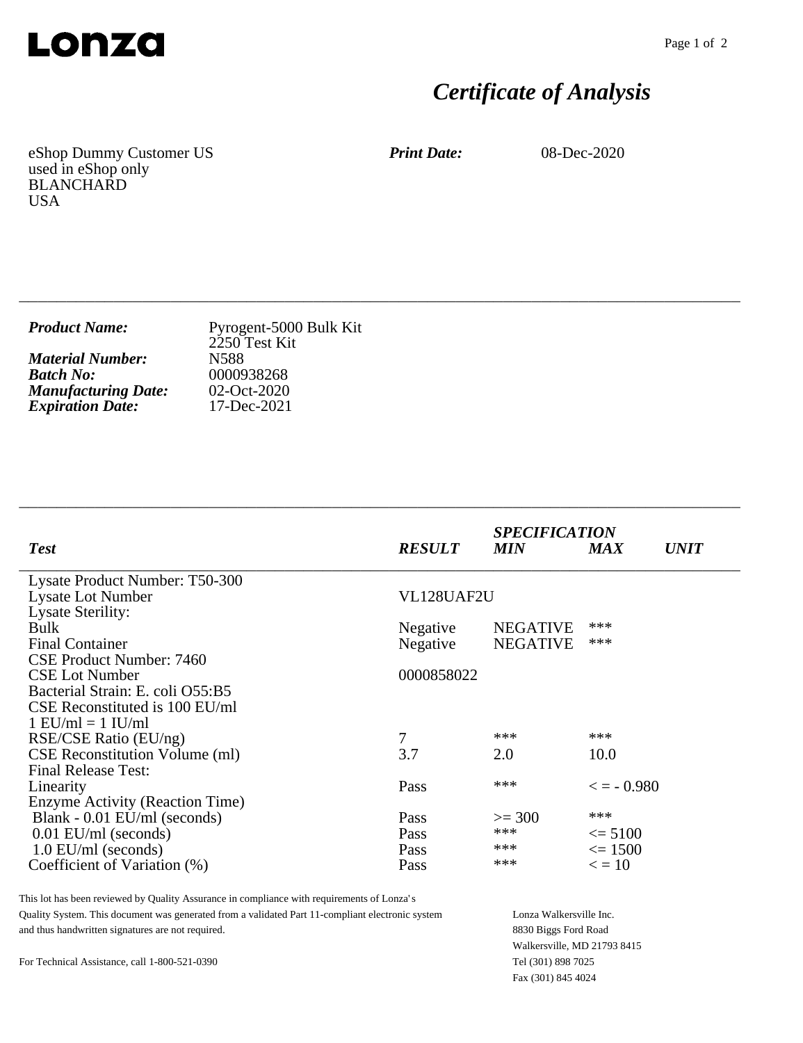# Lonza

## *Certificate of Analysis*

eShop Dummy Customer US
used in eShop only
BLANCHARD
USA

***Print Date:*** 08-Dec-2020

---

***Product Name:*** Pyrogent-5000 Bulk Kit
2250 Test Kit
***Material Number:*** N588
***Batch No:*** 0000938268
***Manufacturing Date:*** 02-Oct-2020
***Expiration Date:*** 17-Dec-2021

---

| *Test* | *RESULT* | *SPECIFICATION* *MIN* | *MAX* | *UNIT* |
|---|---|---|---|---|
| Lysate Product Number: T50-300 | | | | |
| Lysate Lot Number | VL128UAF2U | | | |
| Lysate Sterility: | | | | |
| Bulk | Negative | NEGATIVE | *** | |
| Final Container | Negative | NEGATIVE | *** | |
| CSE Product Number: 7460 | | | | |
| CSE Lot Number | 0000858022 | | | |
| Bacterial Strain: E. coli O55:B5 | | | | |
| CSE Reconstituted is 100 EU/ml | | | | |
| 1 EU/ml = 1 IU/ml | | | | |
| RSE/CSE Ratio (EU/ng) | 7 | *** | *** | |
| CSE Reconstitution Volume (ml) | 3.7 | 2.0 | 10.0 | |
| Final Release Test: | | | | |
| Linearity | Pass | *** | < = - 0.980 | |
| Enzyme Activity (Reaction Time) | | | | |
| Blank - 0.01 EU/ml (seconds) | Pass | >= 300 | *** | |
| 0.01 EU/ml (seconds) | Pass | *** | <= 5100 | |
| 1.0 EU/ml (seconds) | Pass | *** | <= 1500 | |
| Coefficient of Variation (%) | Pass | *** | < = 10 | |

This lot has been reviewed by Quality Assurance in compliance with requirements of Lonza's Quality System. This document was generated from a validated Part 11-compliant electronic system and thus handwritten signatures are not required.

For Technical Assistance, call 1-800-521-0390

Lonza Walkersville Inc.
8830 Biggs Ford Road
Walkersville, MD 21793 8415
Tel (301) 898 7025
Fax (301) 845 4024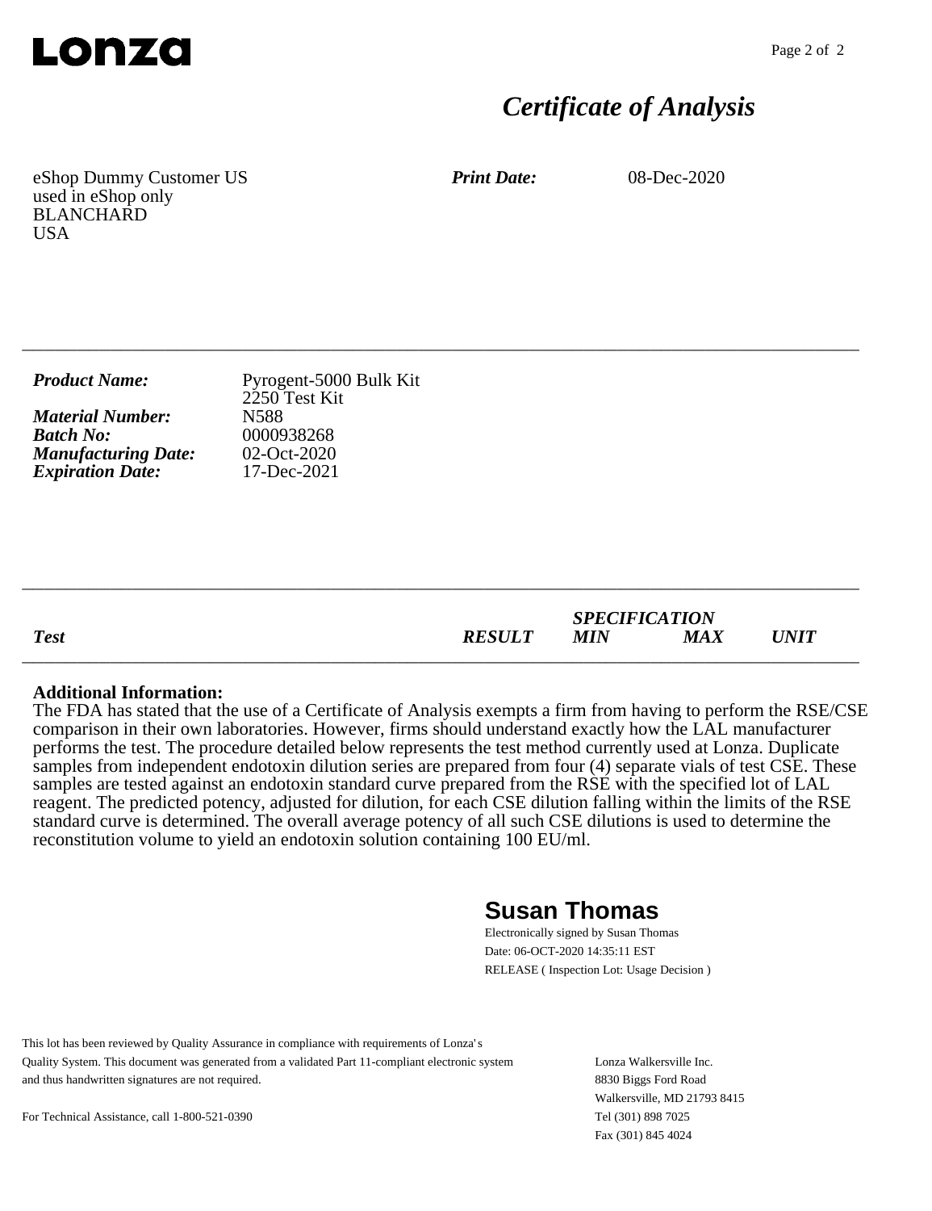Lonza

# Certificate of Analysis

eShop Dummy Customer US
used in eShop only
BLANCHARD
USA

***Print Date:*** 08-Dec-2020

| | |
|---|---|
| ***Product Name:*** | Pyrogent-5000 Bulk Kit 2250 Test Kit |
| ***Material Number:*** | N588 |
| ***Batch No:*** | 0000938268 |
| ***Manufacturing Date:*** | 02-Oct-2020 |
| ***Expiration Date:*** | 17-Dec-2021 |

| *Test* | *RESULT* | *SPECIFICATION MIN* | *MAX* | *UNIT* |
|---|---|---|---|---|

**Additional Information:**
The FDA has stated that the use of a Certificate of Analysis exempts a firm from having to perform the RSE/CSE comparison in their own laboratories. However, firms should understand exactly how the LAL manufacturer performs the test. The procedure detailed below represents the test method currently used at Lonza. Duplicate samples from independent endotoxin dilution series are prepared from four (4) separate vials of test CSE. These samples are tested against an endotoxin standard curve prepared from the RSE with the specified lot of LAL reagent. The predicted potency, adjusted for dilution, for each CSE dilution falling within the limits of the RSE standard curve is determined. The overall average potency of all such CSE dilutions is used to determine the reconstitution volume to yield an endotoxin solution containing 100 EU/ml.

**Susan Thomas**
Electronically signed by Susan Thomas
Date: 06-OCT-2020 14:35:11 EST
RELEASE ( Inspection Lot: Usage Decision )

This lot has been reviewed by Quality Assurance in compliance with requirements of Lonza's Quality System. This document was generated from a validated Part 11-compliant electronic system and thus handwritten signatures are not required.

For Technical Assistance, call 1-800-521-0390

Lonza Walkersville Inc.
8830 Biggs Ford Road
Walkersville, MD 21793 8415
Tel (301) 898 7025
Fax (301) 845 4024